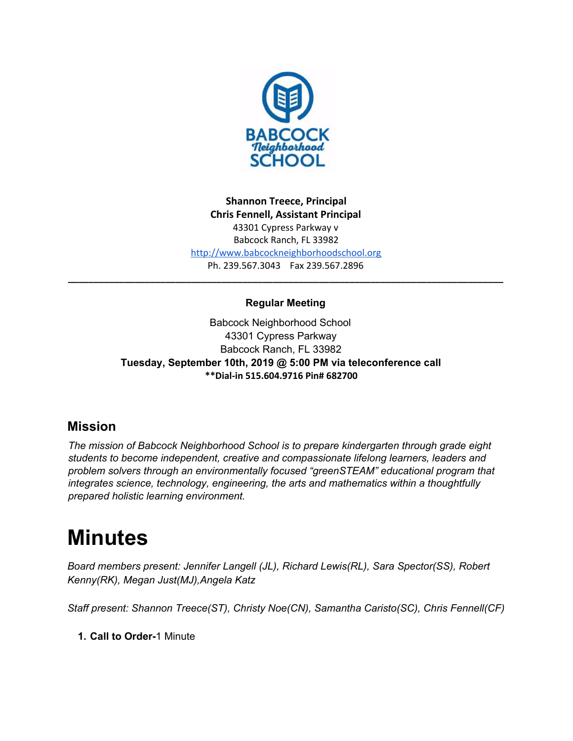**Shannon Treece, Principal**
**Chris Fennell, Assistant Principal**
43301 Cypress Parkway v
Babcock Ranch, FL 33982
http://www.babcockneighborhoodschool.org
Ph. 239.567.3043 Fax 239.567.2896

---

**Regular Meeting**

Babcock Neighborhood School
43301 Cypress Parkway
Babcock Ranch, FL 33982
**Tuesday, September 10th, 2019 @ 5:00 PM via teleconference call**
**\*\*Dial-in 515.604.9716 Pin# 682700**

## Mission

*The mission of Babcock Neighborhood School is to prepare kindergarten through grade eight students to become independent, creative and compassionate lifelong learners, leaders and problem solvers through an environmentally focused "greenSTEAM" educational program that integrates science, technology, engineering, the arts and mathematics within a thoughtfully prepared holistic learning environment.*

# Minutes

*Board members present: Jennifer Langell (JL), Richard Lewis(RL), Sara Spector(SS), Robert Kenny(RK), Megan Just(MJ),Angela Katz*

*Staff present: Shannon Treece(ST), Christy Noe(CN), Samantha Caristo(SC), Chris Fennell(CF)*

1. **Call to Order-**1 Minute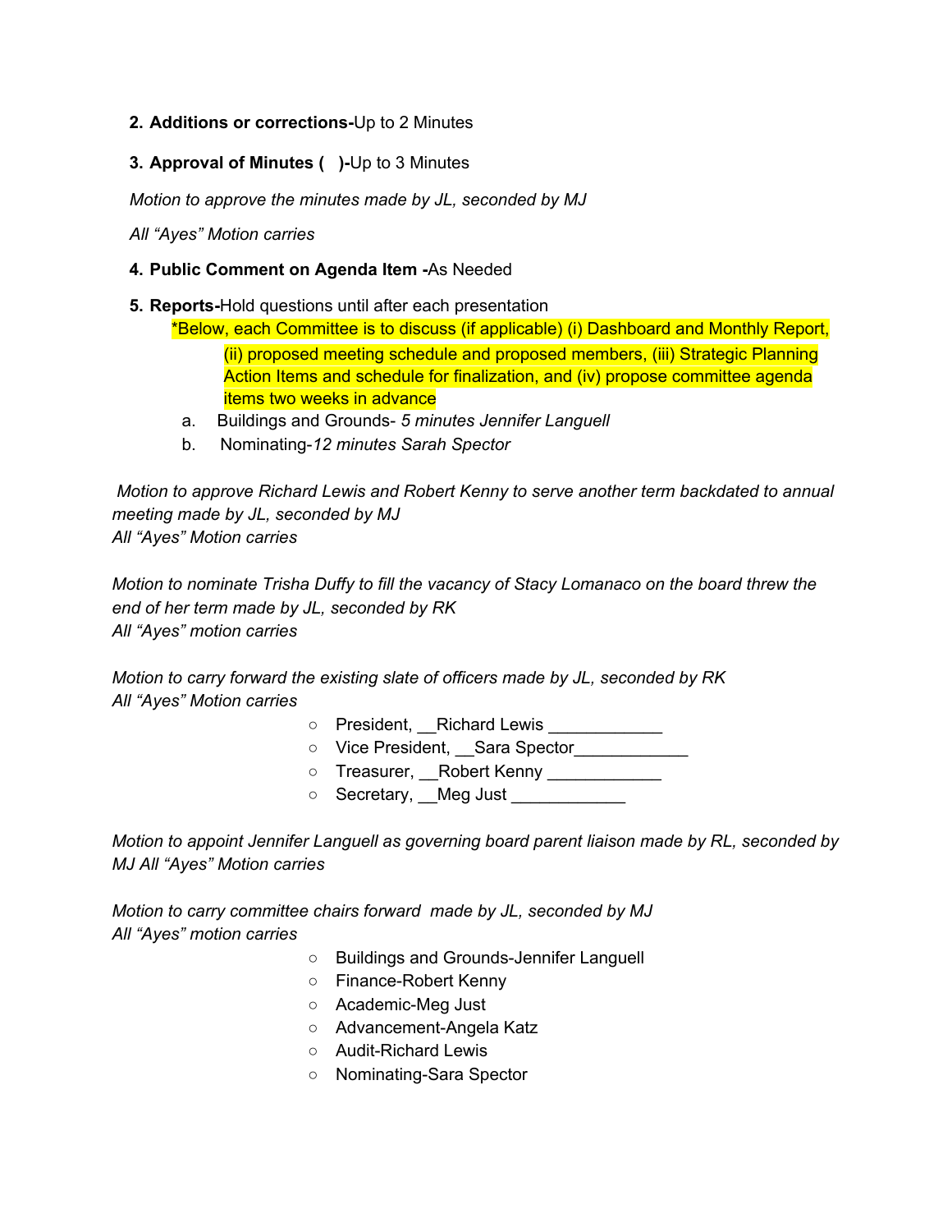2. **Additions or corrections-**Up to 2 Minutes

3. **Approval of Minutes (   )-**Up to 3 Minutes

*Motion to approve the minutes made by JL, seconded by MJ*

*All "Ayes" Motion carries*

4. **Public Comment on Agenda Item -**As Needed

5. **Reports-**Hold questions until after each presentation

   *Below, each Committee is to discuss (if applicable) (i) Dashboard and Monthly Report, (ii) proposed meeting schedule and proposed members, (iii) Strategic Planning Action Items and schedule for finalization, and (iv) propose committee agenda items two weeks in advance

   a. Buildings and Grounds- *5 minutes Jennifer Languell*
   b. Nominating-*12 minutes Sarah Spector*

*Motion to approve Richard Lewis and Robert Kenny to serve another term backdated to annual meeting made by JL, seconded by MJ*
*All "Ayes" Motion carries*

*Motion to nominate Trisha Duffy to fill the vacancy of Stacy Lomanaco on the board threw the end of her term made by JL, seconded by RK*
*All "Ayes" motion carries*

*Motion to carry forward the existing slate of officers made by JL, seconded by RK*
*All "Ayes" Motion carries*

- President, __Richard Lewis ____________
- Vice President, __Sara Spector____________
- Treasurer, __Robert Kenny ____________
- Secretary, __Meg Just ____________

*Motion to appoint Jennifer Languell as governing board parent liaison made by RL, seconded by MJ All "Ayes" Motion carries*

*Motion to carry committee chairs forward  made by JL, seconded by MJ*
*All "Ayes" motion carries*

- Buildings and Grounds-Jennifer Languell
- Finance-Robert Kenny
- Academic-Meg Just
- Advancement-Angela Katz
- Audit-Richard Lewis
- Nominating-Sara Spector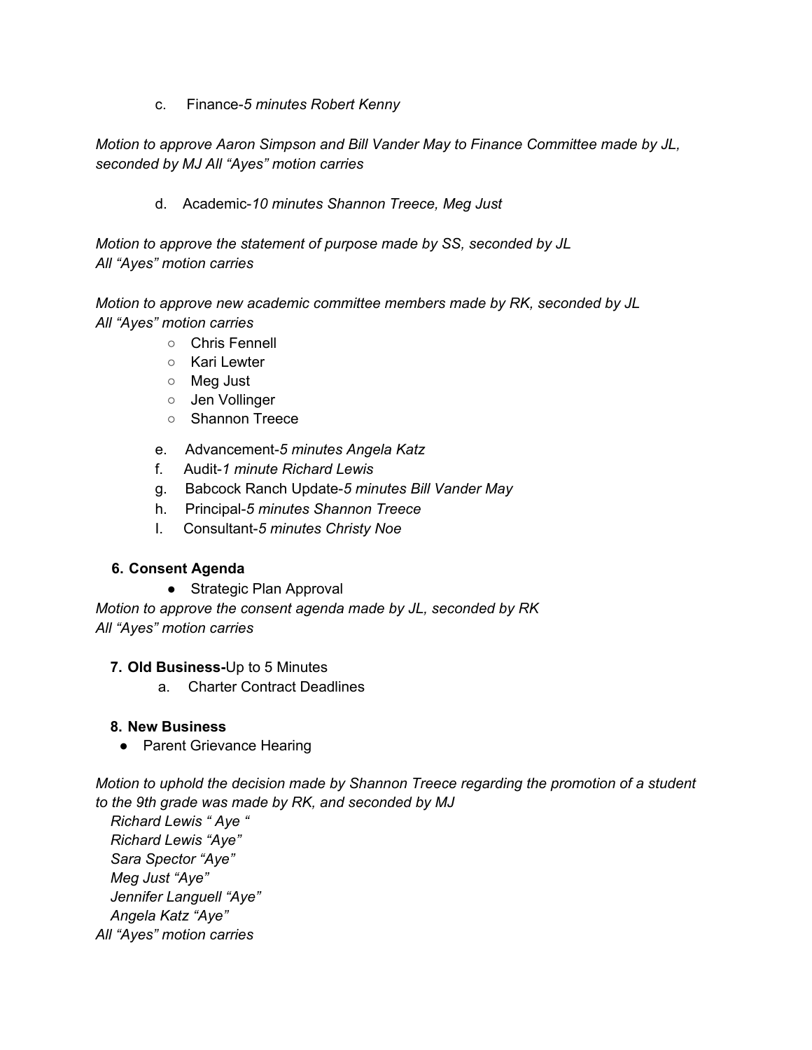c. Finance-*5 minutes Robert Kenny*

*Motion to approve Aaron Simpson and Bill Vander May to Finance Committee made by JL, seconded by MJ All "Ayes" motion carries*

d. Academic-*10 minutes Shannon Treece, Meg Just*

*Motion to approve the statement of purpose made by SS, seconded by JL*
*All "Ayes" motion carries*

*Motion to approve new academic committee members made by RK, seconded by JL*
*All "Ayes" motion carries*

- Chris Fennell
- Kari Lewter
- Meg Just
- Jen Vollinger
- Shannon Treece

e. Advancement-*5 minutes Angela Katz*
f. Audit-*1 minute Richard Lewis*
g. Babcock Ranch Update-*5 minutes Bill Vander May*
h. Principal-*5 minutes Shannon Treece*
I. Consultant-*5 minutes Christy Noe*

**6. Consent Agenda**

- Strategic Plan Approval

*Motion to approve the consent agenda made by JL, seconded by RK*
*All "Ayes" motion carries*

**7. Old Business-**Up to 5 Minutes

a. Charter Contract Deadlines

**8. New Business**

- Parent Grievance Hearing

*Motion to uphold the decision made by Shannon Treece regarding the promotion of a student to the 9th grade was made by RK, and seconded by MJ*

*Richard Lewis " Aye "*
*Richard Lewis "Aye"*
*Sara Spector "Aye"*
*Meg Just "Aye"*
*Jennifer Languell "Aye"*
*Angela Katz "Aye"*

*All "Ayes" motion carries*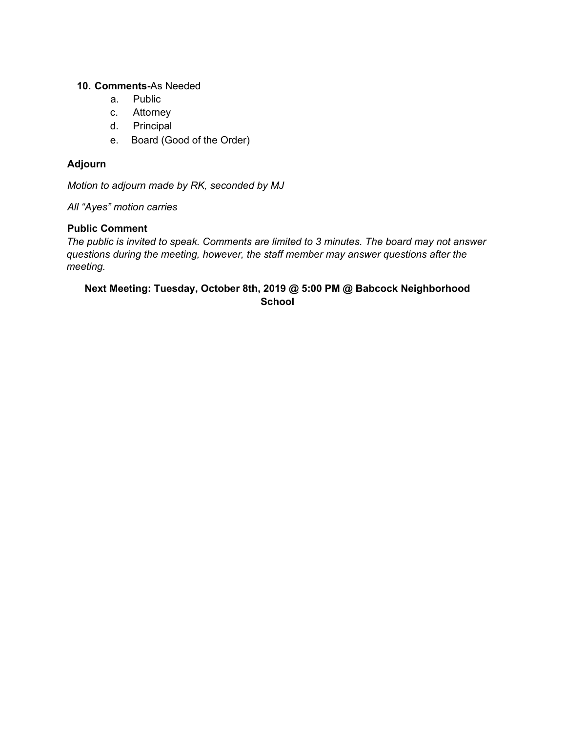10. **Comments-**As Needed
    a. Public
    c. Attorney
    d. Principal
    e. Board (Good of the Order)

**Adjourn**

*Motion to adjourn made by RK, seconded by MJ*

*All "Ayes" motion carries*

**Public Comment**

*The public is invited to speak. Comments are limited to 3 minutes. The board may not answer questions during the meeting, however, the staff member may answer questions after the meeting.*

**Next Meeting: Tuesday, October 8th, 2019 @ 5:00 PM @ Babcock Neighborhood School**